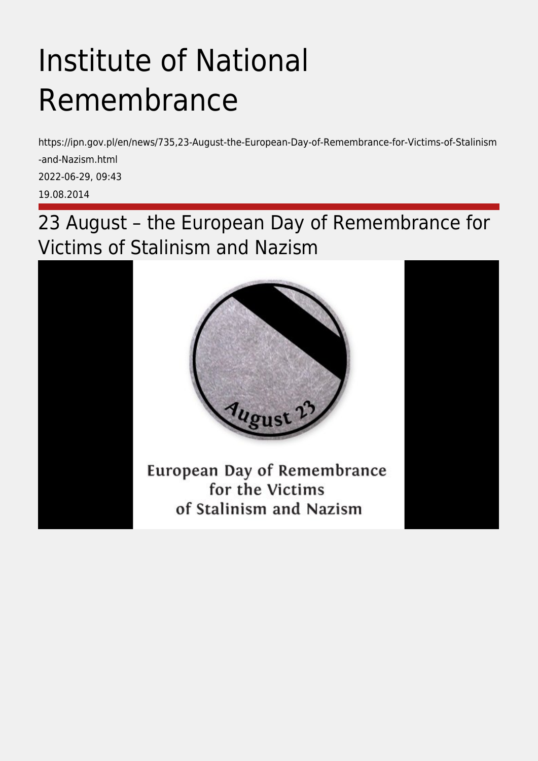# Institute of National Remembrance

https://ipn.gov.pl/en/news/735,23-August-the-European-Day-of-Remembrance-for-Victims-of-Stalinism-and-Nazism.html

2022-06-29, 09:43

19.08.2014

## 23 August – the European Day of Remembrance for Victims of Stalinism and Nazism

August 23

European Day of Remembrance for the Victims of Stalinism and Nazism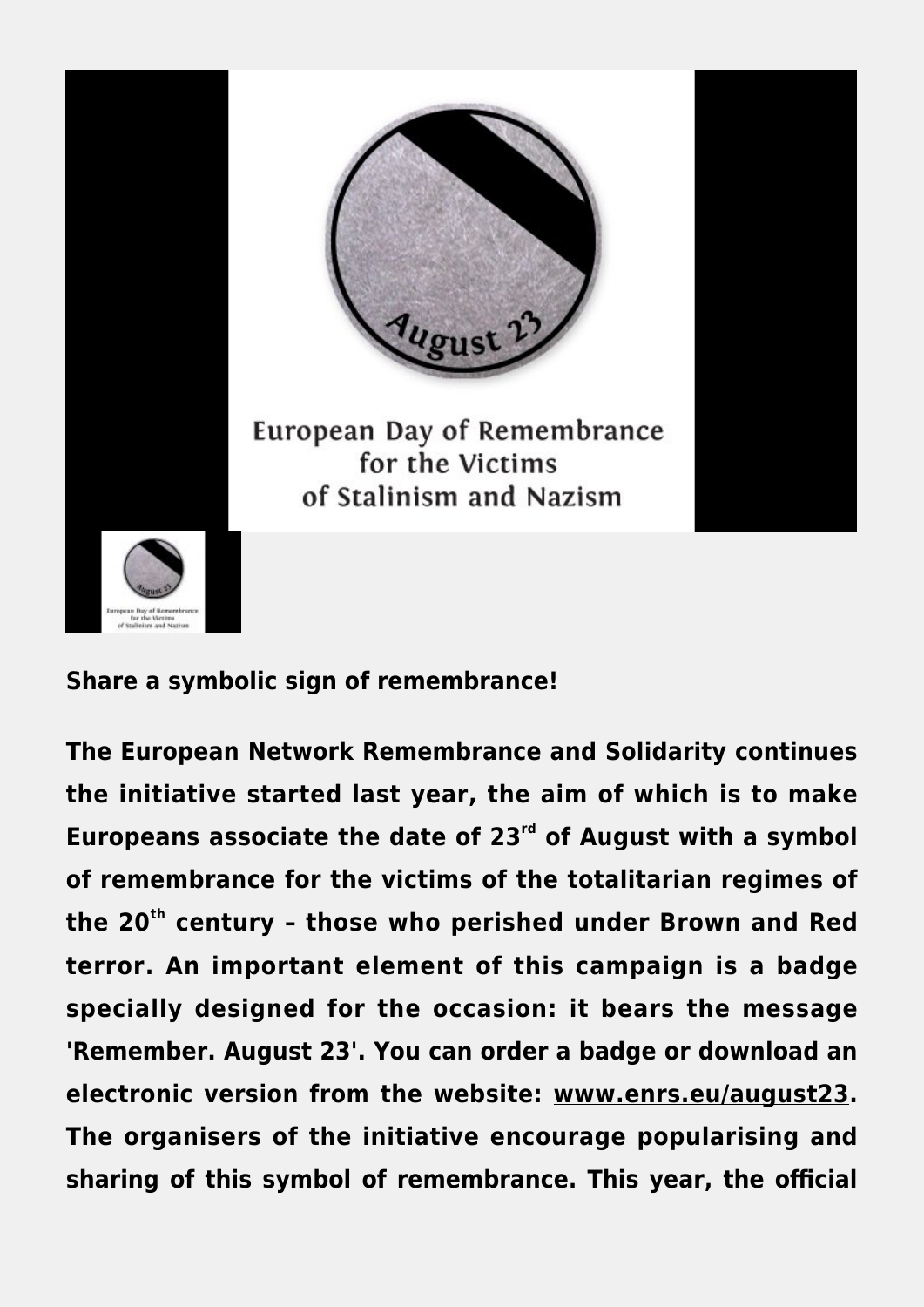**Share a symbolic sign of remembrance!**

**The European Network Remembrance and Solidarity continues the initiative started last year, the aim of which is to make Europeans associate the date of 23rd of August with a symbol of remembrance for the victims of the totalitarian regimes of the 20th century – those who perished under Brown and Red terror. An important element of this campaign is a badge specially designed for the occasion: it bears the message 'Remember. August 23'. You can order a badge or download an electronic version from the website: www.enrs.eu/august23. The organisers of the initiative encourage popularising and sharing of this symbol of remembrance. This year, the official**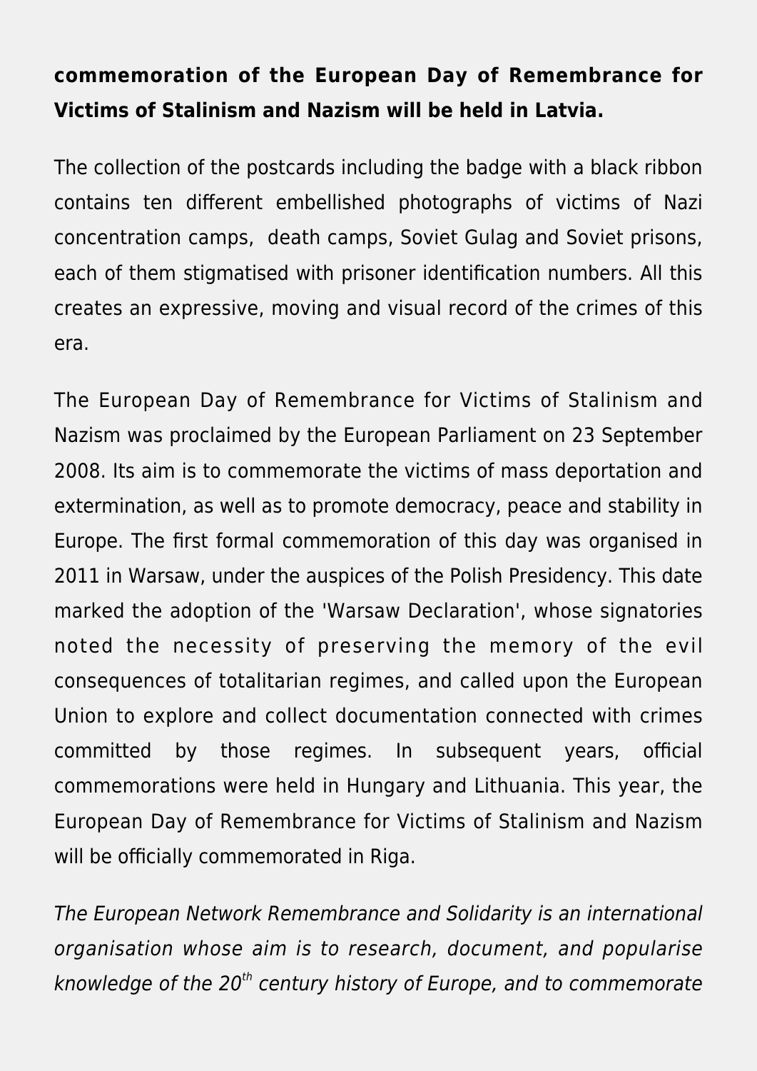**commemoration of the European Day of Remembrance for Victims of Stalinism and Nazism will be held in Latvia.**

The collection of the postcards including the badge with a black ribbon contains ten different embellished photographs of victims of Nazi concentration camps, death camps, Soviet Gulag and Soviet prisons, each of them stigmatised with prisoner identification numbers. All this creates an expressive, moving and visual record of the crimes of this era.

The European Day of Remembrance for Victims of Stalinism and Nazism was proclaimed by the European Parliament on 23 September 2008. Its aim is to commemorate the victims of mass deportation and extermination, as well as to promote democracy, peace and stability in Europe. The first formal commemoration of this day was organised in 2011 in Warsaw, under the auspices of the Polish Presidency. This date marked the adoption of the 'Warsaw Declaration', whose signatories noted the necessity of preserving the memory of the evil consequences of totalitarian regimes, and called upon the European Union to explore and collect documentation connected with crimes committed by those regimes. In subsequent years, official commemorations were held in Hungary and Lithuania. This year, the European Day of Remembrance for Victims of Stalinism and Nazism will be officially commemorated in Riga.

*The European Network Remembrance and Solidarity is an international organisation whose aim is to research, document, and popularise knowledge of the 20th century history of Europe, and to commemorate*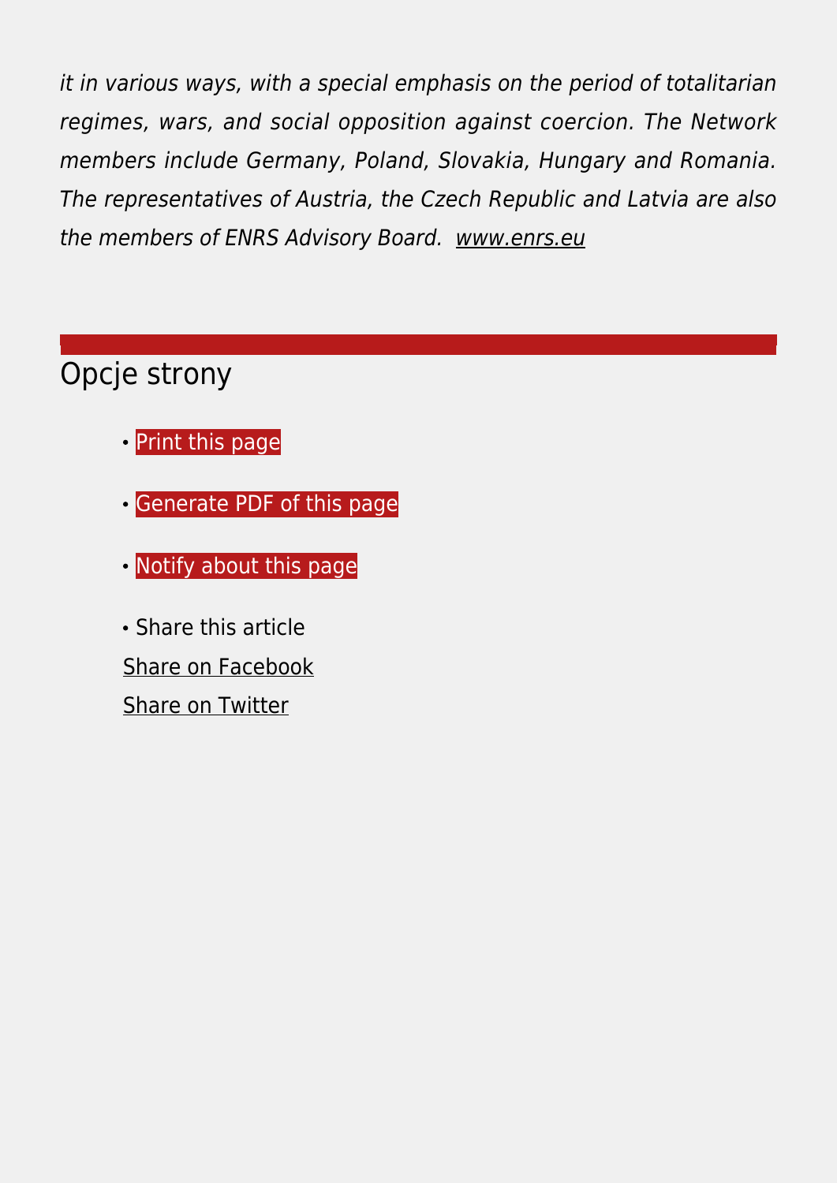*it in various ways, with a special emphasis on the period of totalitarian regimes, wars, and social opposition against coercion. The Network members include Germany, Poland, Slovakia, Hungary and Romania. The representatives of Austria, the Czech Republic and Latvia are also the members of ENRS Advisory Board.* *www.enrs.eu*

## Opcje strony

- Print this page
- Generate PDF of this page
- Notify about this page
- Share this article

  Share on Facebook

  Share on Twitter